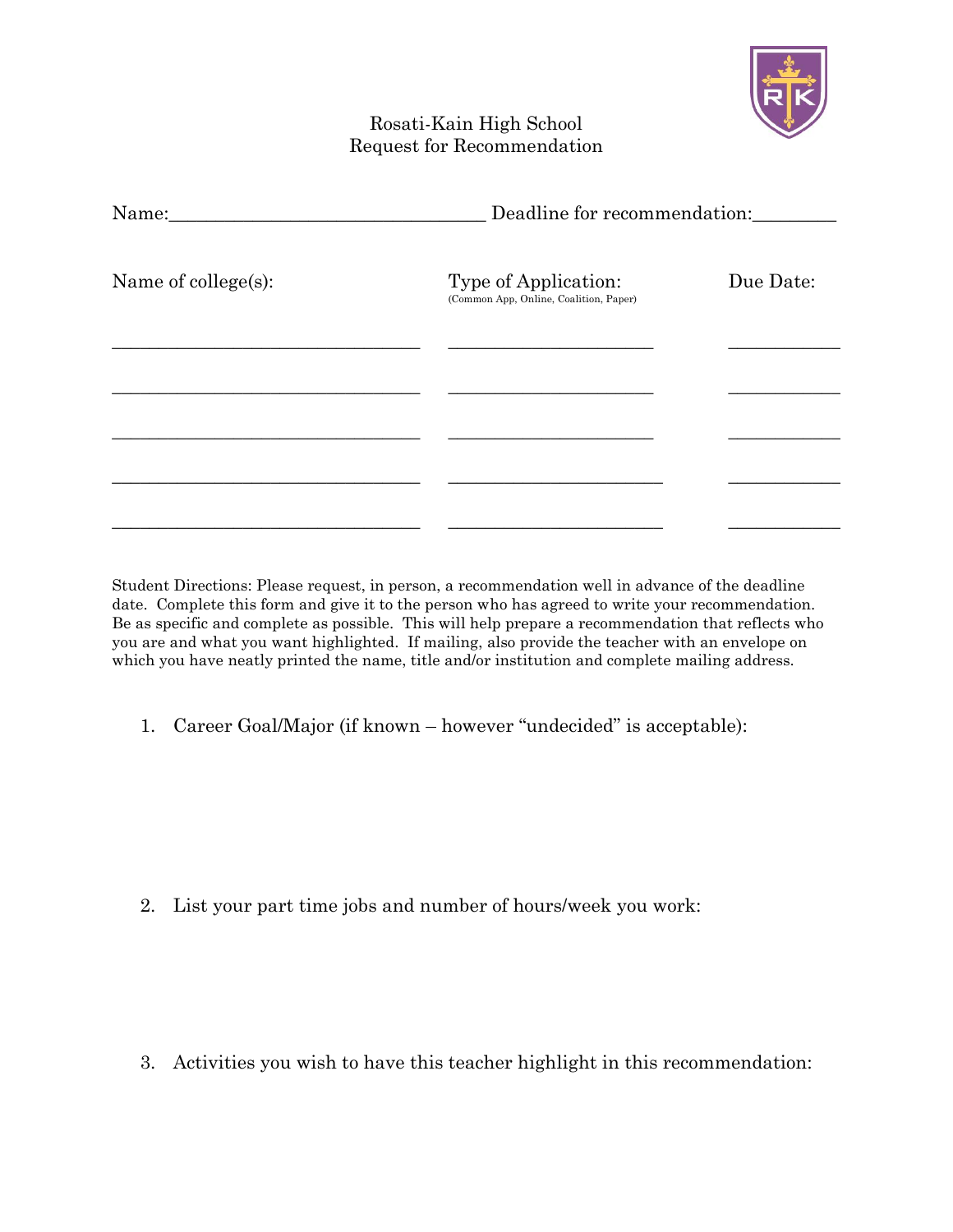# Rosati-Kain High School
## Request for Recommendation

Name:_________________________________ Deadline for recommendation:_________

| Name of college(s): | Type of Application: (Common App, Online, Coalition, Paper) | Due Date: |
|---|---|---|
| _________________________________ | ______________________ | ____________ |
| _________________________________ | ______________________ | ____________ |
| _________________________________ | ______________________ | ____________ |
| _________________________________ | ______________________ | ____________ |
| _________________________________ | ______________________ | ____________ |

Student Directions: Please request, in person, a recommendation well in advance of the deadline date. Complete this form and give it to the person who has agreed to write your recommendation. Be as specific and complete as possible. This will help prepare a recommendation that reflects who you are and what you want highlighted. If mailing, also provide the teacher with an envelope on which you have neatly printed the name, title and/or institution and complete mailing address.

1. Career Goal/Major (if known – however "undecided" is acceptable):

2. List your part time jobs and number of hours/week you work:

3. Activities you wish to have this teacher highlight in this recommendation: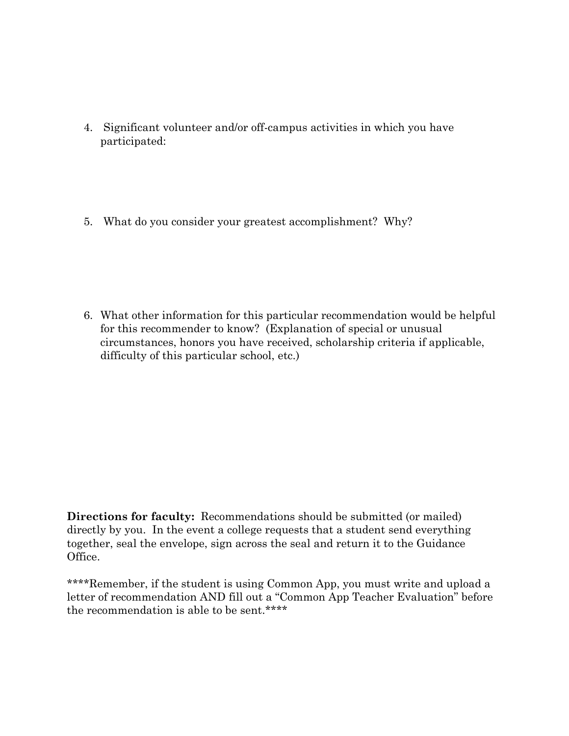4. Significant volunteer and/or off-campus activities in which you have participated:

5. What do you consider your greatest accomplishment? Why?

6. What other information for this particular recommendation would be helpful for this recommender to know? (Explanation of special or unusual circumstances, honors you have received, scholarship criteria if applicable, difficulty of this particular school, etc.)

**Directions for faculty:** Recommendations should be submitted (or mailed) directly by you. In the event a college requests that a student send everything together, seal the envelope, sign across the seal and return it to the Guidance Office.

****Remember, if the student is using Common App, you must write and upload a letter of recommendation AND fill out a "Common App Teacher Evaluation" before the recommendation is able to be sent.****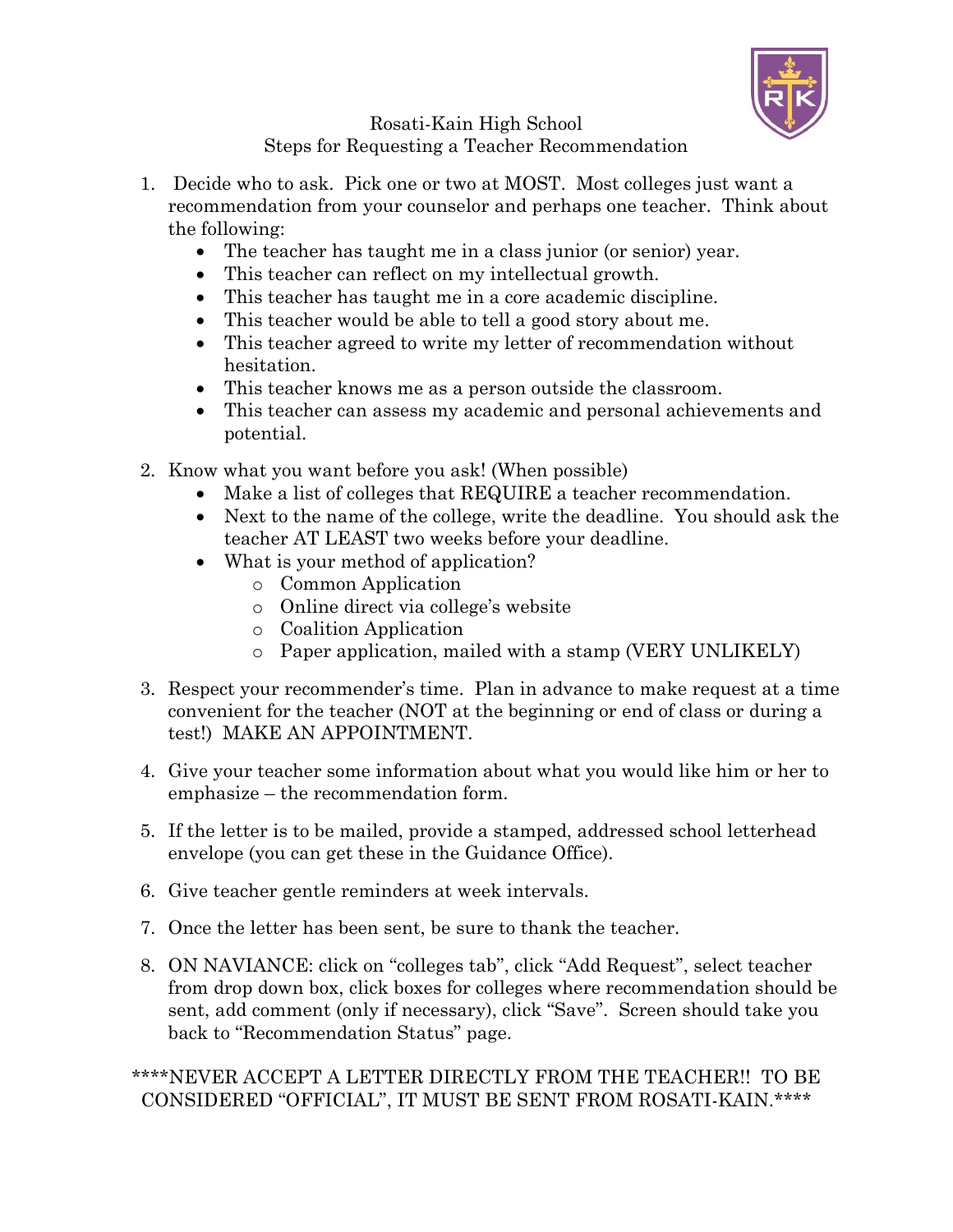Rosati-Kain High School
Steps for Requesting a Teacher Recommendation

1. Decide who to ask. Pick one or two at MOST. Most colleges just want a recommendation from your counselor and perhaps one teacher. Think about the following:
    - The teacher has taught me in a class junior (or senior) year.
    - This teacher can reflect on my intellectual growth.
    - This teacher has taught me in a core academic discipline.
    - This teacher would be able to tell a good story about me.
    - This teacher agreed to write my letter of recommendation without hesitation.
    - This teacher knows me as a person outside the classroom.
    - This teacher can assess my academic and personal achievements and potential.
2. Know what you want before you ask! (When possible)
    - Make a list of colleges that REQUIRE a teacher recommendation.
    - Next to the name of the college, write the deadline. You should ask the teacher AT LEAST two weeks before your deadline.
    - What is your method of application?
        - Common Application
        - Online direct via college's website
        - Coalition Application
        - Paper application, mailed with a stamp (VERY UNLIKELY)
3. Respect your recommender's time. Plan in advance to make request at a time convenient for the teacher (NOT at the beginning or end of class or during a test!) MAKE AN APPOINTMENT.
4. Give your teacher some information about what you would like him or her to emphasize – the recommendation form.
5. If the letter is to be mailed, provide a stamped, addressed school letterhead envelope (you can get these in the Guidance Office).
6. Give teacher gentle reminders at week intervals.
7. Once the letter has been sent, be sure to thank the teacher.
8. ON NAVIANCE: click on "colleges tab", click "Add Request", select teacher from drop down box, click boxes for colleges where recommendation should be sent, add comment (only if necessary), click "Save". Screen should take you back to "Recommendation Status" page.

****NEVER ACCEPT A LETTER DIRECTLY FROM THE TEACHER!! TO BE CONSIDERED "OFFICIAL", IT MUST BE SENT FROM ROSATI-KAIN.****